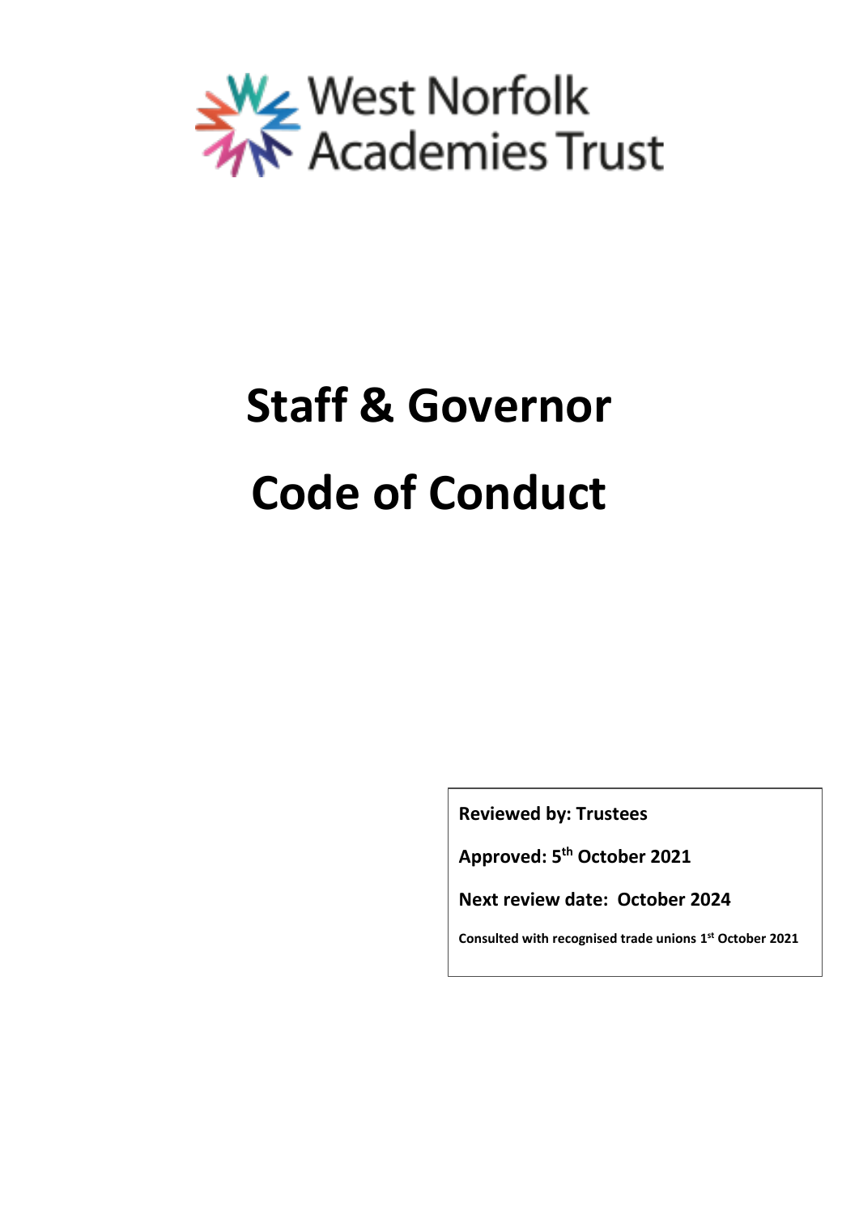West Norfolk Academies Trust

# Staff & Governor Code of Conduct

**Reviewed by: Trustees**

**Approved: 5th October 2021**

**Next review date: October 2024**

**Consulted with recognised trade unions 1st October 2021**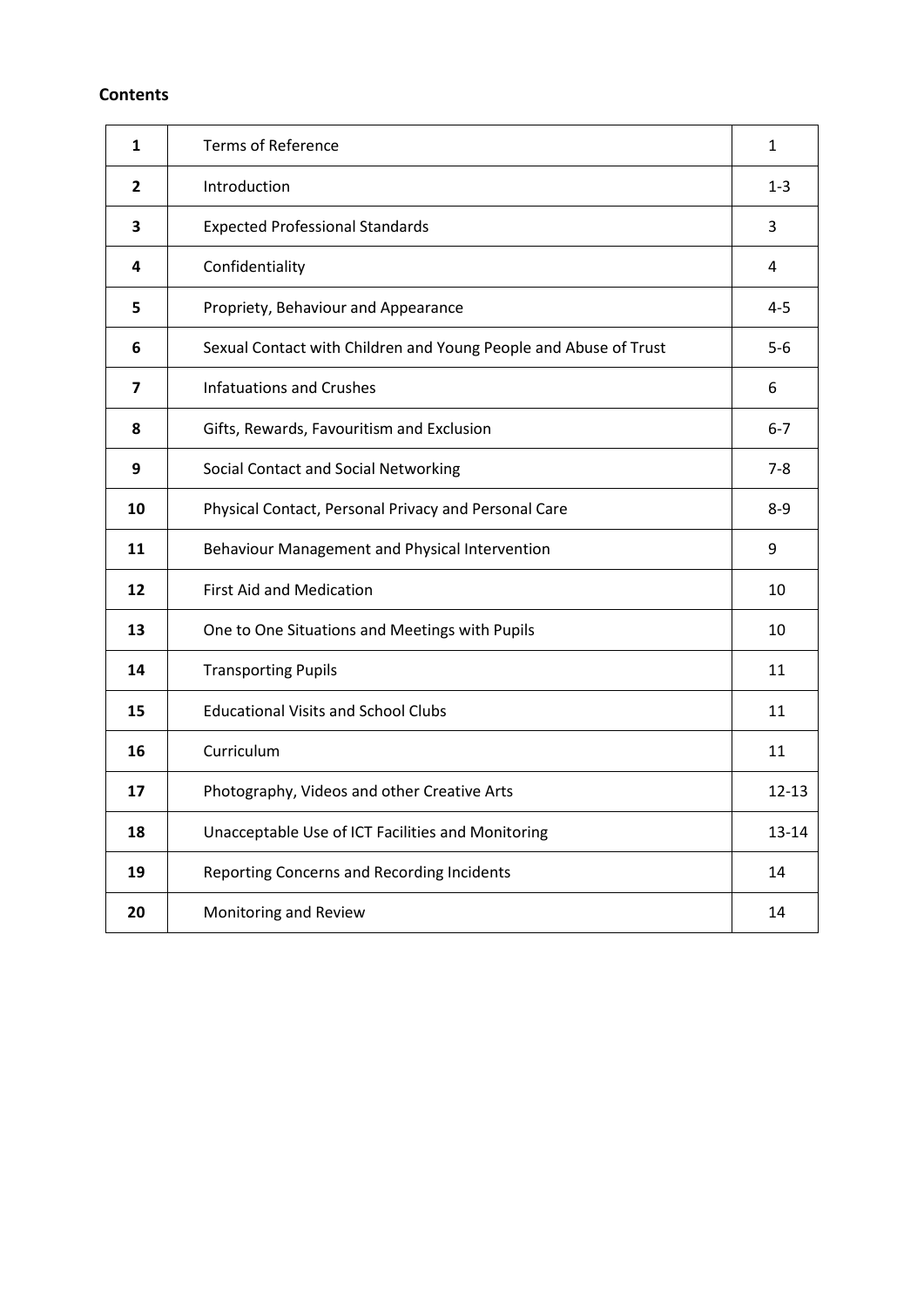**Contents**

| | | |
|---|---|---|
| **1** | Terms of Reference | 1 |
| **2** | Introduction | 1-3 |
| **3** | Expected Professional Standards | 3 |
| **4** | Confidentiality | 4 |
| **5** | Propriety, Behaviour and Appearance | 4-5 |
| **6** | Sexual Contact with Children and Young People and Abuse of Trust | 5-6 |
| **7** | Infatuations and Crushes | 6 |
| **8** | Gifts, Rewards, Favouritism and Exclusion | 6-7 |
| **9** | Social Contact and Social Networking | 7-8 |
| **10** | Physical Contact, Personal Privacy and Personal Care | 8-9 |
| **11** | Behaviour Management and Physical Intervention | 9 |
| **12** | First Aid and Medication | 10 |
| **13** | One to One Situations and Meetings with Pupils | 10 |
| **14** | Transporting Pupils | 11 |
| **15** | Educational Visits and School Clubs | 11 |
| **16** | Curriculum | 11 |
| **17** | Photography, Videos and other Creative Arts | 12-13 |
| **18** | Unacceptable Use of ICT Facilities and Monitoring | 13-14 |
| **19** | Reporting Concerns and Recording Incidents | 14 |
| **20** | Monitoring and Review | 14 |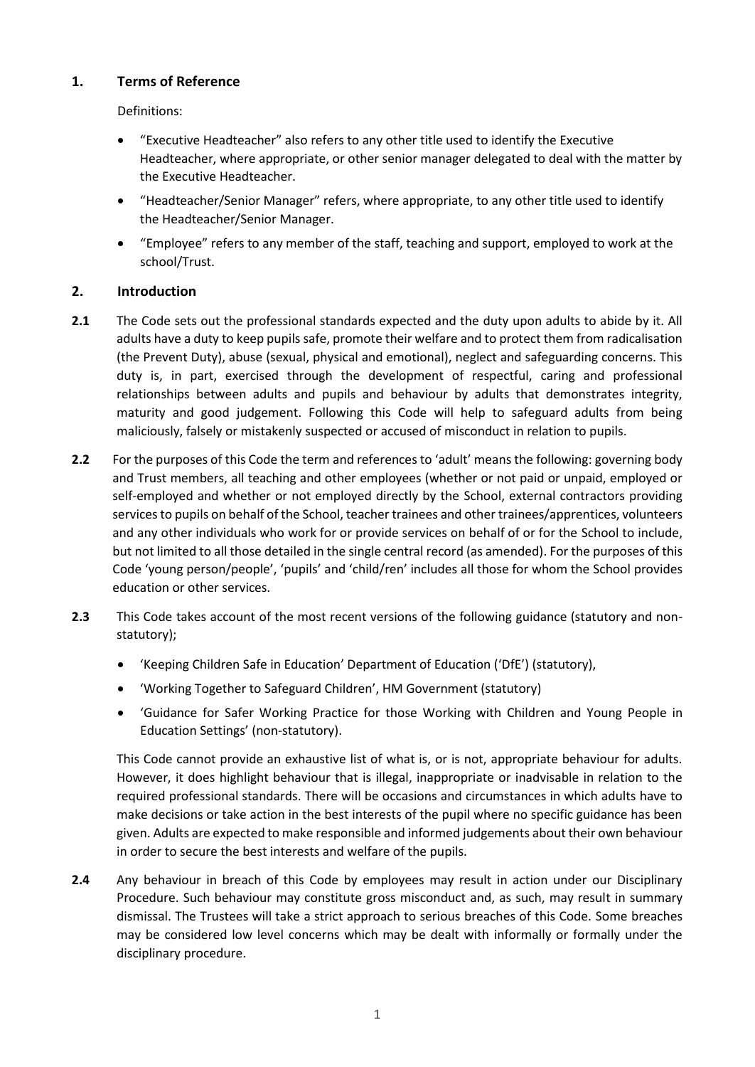## 1. Terms of Reference

Definitions:

- "Executive Headteacher" also refers to any other title used to identify the Executive Headteacher, where appropriate, or other senior manager delegated to deal with the matter by the Executive Headteacher.
- "Headteacher/Senior Manager" refers, where appropriate, to any other title used to identify the Headteacher/Senior Manager.
- "Employee" refers to any member of the staff, teaching and support, employed to work at the school/Trust.

## 2. Introduction

**2.1** The Code sets out the professional standards expected and the duty upon adults to abide by it. All adults have a duty to keep pupils safe, promote their welfare and to protect them from radicalisation (the Prevent Duty), abuse (sexual, physical and emotional), neglect and safeguarding concerns. This duty is, in part, exercised through the development of respectful, caring and professional relationships between adults and pupils and behaviour by adults that demonstrates integrity, maturity and good judgement. Following this Code will help to safeguard adults from being maliciously, falsely or mistakenly suspected or accused of misconduct in relation to pupils.

**2.2** For the purposes of this Code the term and references to 'adult' means the following: governing body and Trust members, all teaching and other employees (whether or not paid or unpaid, employed or self-employed and whether or not employed directly by the School, external contractors providing services to pupils on behalf of the School, teacher trainees and other trainees/apprentices, volunteers and any other individuals who work for or provide services on behalf of or for the School to include, but not limited to all those detailed in the single central record (as amended). For the purposes of this Code 'young person/people', 'pupils' and 'child/ren' includes all those for whom the School provides education or other services.

**2.3** This Code takes account of the most recent versions of the following guidance (statutory and non-statutory);

- 'Keeping Children Safe in Education' Department of Education ('DfE') (statutory),
- 'Working Together to Safeguard Children', HM Government (statutory)
- 'Guidance for Safer Working Practice for those Working with Children and Young People in Education Settings' (non-statutory).

This Code cannot provide an exhaustive list of what is, or is not, appropriate behaviour for adults. However, it does highlight behaviour that is illegal, inappropriate or inadvisable in relation to the required professional standards. There will be occasions and circumstances in which adults have to make decisions or take action in the best interests of the pupil where no specific guidance has been given. Adults are expected to make responsible and informed judgements about their own behaviour in order to secure the best interests and welfare of the pupils.

**2.4** Any behaviour in breach of this Code by employees may result in action under our Disciplinary Procedure. Such behaviour may constitute gross misconduct and, as such, may result in summary dismissal. The Trustees will take a strict approach to serious breaches of this Code. Some breaches may be considered low level concerns which may be dealt with informally or formally under the disciplinary procedure.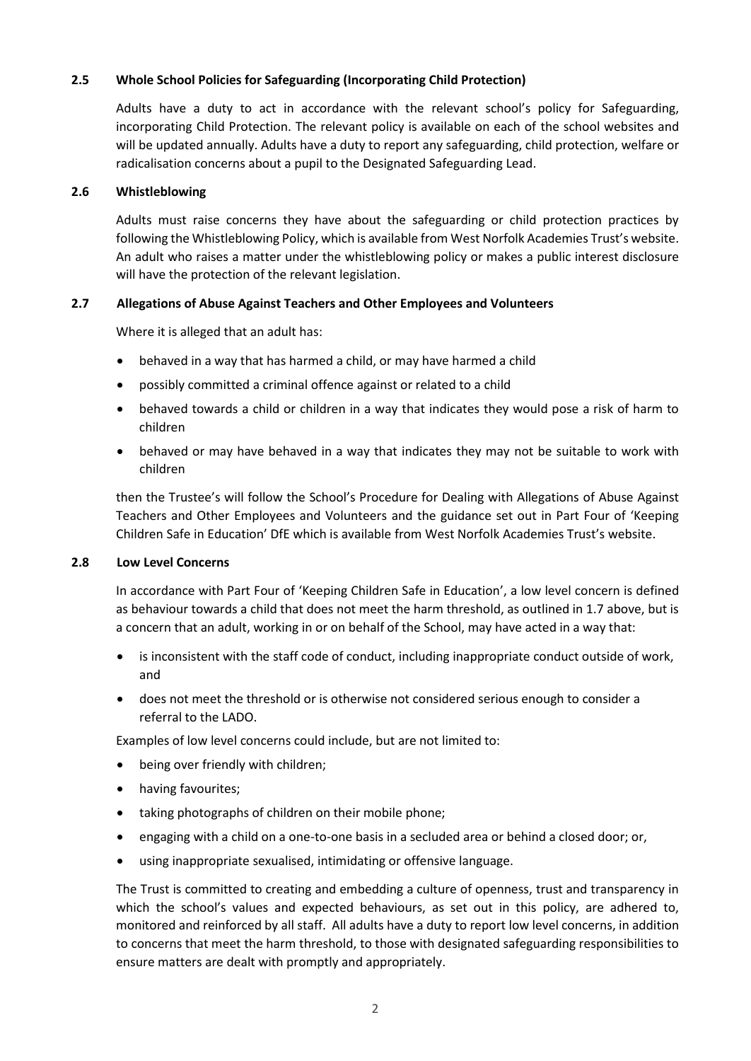### 2.5 Whole School Policies for Safeguarding (Incorporating Child Protection)

Adults have a duty to act in accordance with the relevant school's policy for Safeguarding, incorporating Child Protection. The relevant policy is available on each of the school websites and will be updated annually. Adults have a duty to report any safeguarding, child protection, welfare or radicalisation concerns about a pupil to the Designated Safeguarding Lead.

### 2.6 Whistleblowing

Adults must raise concerns they have about the safeguarding or child protection practices by following the Whistleblowing Policy, which is available from West Norfolk Academies Trust's website. An adult who raises a matter under the whistleblowing policy or makes a public interest disclosure will have the protection of the relevant legislation.

### 2.7 Allegations of Abuse Against Teachers and Other Employees and Volunteers

Where it is alleged that an adult has:

- behaved in a way that has harmed a child, or may have harmed a child
- possibly committed a criminal offence against or related to a child
- behaved towards a child or children in a way that indicates they would pose a risk of harm to children
- behaved or may have behaved in a way that indicates they may not be suitable to work with children

then the Trustee's will follow the School's Procedure for Dealing with Allegations of Abuse Against Teachers and Other Employees and Volunteers and the guidance set out in Part Four of 'Keeping Children Safe in Education' DfE which is available from West Norfolk Academies Trust's website.

### 2.8 Low Level Concerns

In accordance with Part Four of 'Keeping Children Safe in Education', a low level concern is defined as behaviour towards a child that does not meet the harm threshold, as outlined in 1.7 above, but is a concern that an adult, working in or on behalf of the School, may have acted in a way that:

- is inconsistent with the staff code of conduct, including inappropriate conduct outside of work, and
- does not meet the threshold or is otherwise not considered serious enough to consider a referral to the LADO.

Examples of low level concerns could include, but are not limited to:

- being over friendly with children;
- having favourites;
- taking photographs of children on their mobile phone;
- engaging with a child on a one-to-one basis in a secluded area or behind a closed door; or,
- using inappropriate sexualised, intimidating or offensive language.

The Trust is committed to creating and embedding a culture of openness, trust and transparency in which the school's values and expected behaviours, as set out in this policy, are adhered to, monitored and reinforced by all staff. All adults have a duty to report low level concerns, in addition to concerns that meet the harm threshold, to those with designated safeguarding responsibilities to ensure matters are dealt with promptly and appropriately.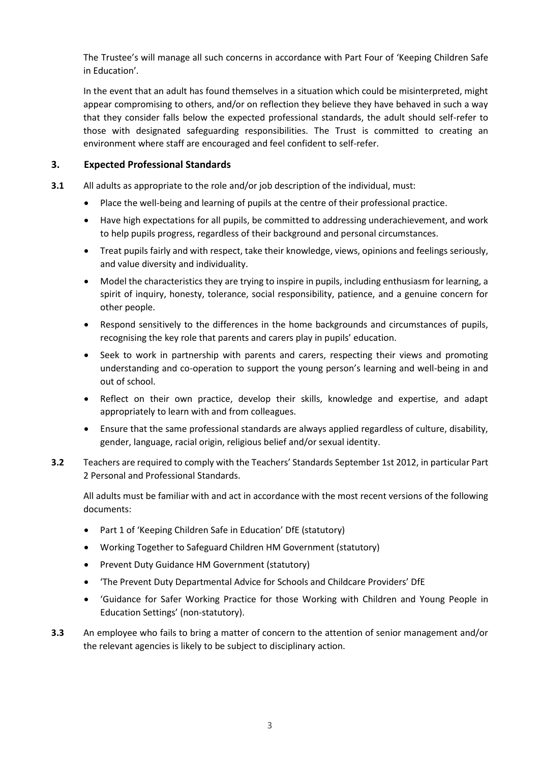The Trustee's will manage all such concerns in accordance with Part Four of 'Keeping Children Safe in Education'.

In the event that an adult has found themselves in a situation which could be misinterpreted, might appear compromising to others, and/or on reflection they believe they have behaved in such a way that they consider falls below the expected professional standards, the adult should self-refer to those with designated safeguarding responsibilities. The Trust is committed to creating an environment where staff are encouraged and feel confident to self-refer.

## 3. Expected Professional Standards

**3.1** All adults as appropriate to the role and/or job description of the individual, must:

- Place the well-being and learning of pupils at the centre of their professional practice.
- Have high expectations for all pupils, be committed to addressing underachievement, and work to help pupils progress, regardless of their background and personal circumstances.
- Treat pupils fairly and with respect, take their knowledge, views, opinions and feelings seriously, and value diversity and individuality.
- Model the characteristics they are trying to inspire in pupils, including enthusiasm for learning, a spirit of inquiry, honesty, tolerance, social responsibility, patience, and a genuine concern for other people.
- Respond sensitively to the differences in the home backgrounds and circumstances of pupils, recognising the key role that parents and carers play in pupils' education.
- Seek to work in partnership with parents and carers, respecting their views and promoting understanding and co-operation to support the young person's learning and well-being in and out of school.
- Reflect on their own practice, develop their skills, knowledge and expertise, and adapt appropriately to learn with and from colleagues.
- Ensure that the same professional standards are always applied regardless of culture, disability, gender, language, racial origin, religious belief and/or sexual identity.

**3.2** Teachers are required to comply with the Teachers' Standards September 1st 2012, in particular Part 2 Personal and Professional Standards.

All adults must be familiar with and act in accordance with the most recent versions of the following documents:

- Part 1 of 'Keeping Children Safe in Education' DfE (statutory)
- Working Together to Safeguard Children HM Government (statutory)
- Prevent Duty Guidance HM Government (statutory)
- 'The Prevent Duty Departmental Advice for Schools and Childcare Providers' DfE
- 'Guidance for Safer Working Practice for those Working with Children and Young People in Education Settings' (non-statutory).

**3.3** An employee who fails to bring a matter of concern to the attention of senior management and/or the relevant agencies is likely to be subject to disciplinary action.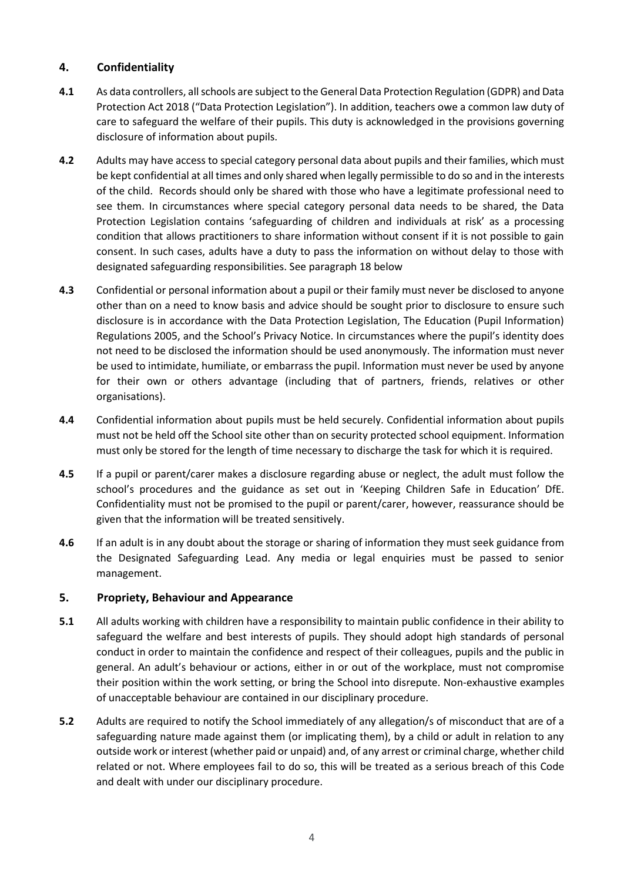## 4. Confidentiality

**4.1** As data controllers, all schools are subject to the General Data Protection Regulation (GDPR) and Data Protection Act 2018 ("Data Protection Legislation"). In addition, teachers owe a common law duty of care to safeguard the welfare of their pupils. This duty is acknowledged in the provisions governing disclosure of information about pupils.

**4.2** Adults may have access to special category personal data about pupils and their families, which must be kept confidential at all times and only shared when legally permissible to do so and in the interests of the child. Records should only be shared with those who have a legitimate professional need to see them. In circumstances where special category personal data needs to be shared, the Data Protection Legislation contains 'safeguarding of children and individuals at risk' as a processing condition that allows practitioners to share information without consent if it is not possible to gain consent. In such cases, adults have a duty to pass the information on without delay to those with designated safeguarding responsibilities. See paragraph 18 below

**4.3** Confidential or personal information about a pupil or their family must never be disclosed to anyone other than on a need to know basis and advice should be sought prior to disclosure to ensure such disclosure is in accordance with the Data Protection Legislation, The Education (Pupil Information) Regulations 2005, and the School's Privacy Notice. In circumstances where the pupil's identity does not need to be disclosed the information should be used anonymously. The information must never be used to intimidate, humiliate, or embarrass the pupil. Information must never be used by anyone for their own or others advantage (including that of partners, friends, relatives or other organisations).

**4.4** Confidential information about pupils must be held securely. Confidential information about pupils must not be held off the School site other than on security protected school equipment. Information must only be stored for the length of time necessary to discharge the task for which it is required.

**4.5** If a pupil or parent/carer makes a disclosure regarding abuse or neglect, the adult must follow the school's procedures and the guidance as set out in 'Keeping Children Safe in Education' DfE. Confidentiality must not be promised to the pupil or parent/carer, however, reassurance should be given that the information will be treated sensitively.

**4.6** If an adult is in any doubt about the storage or sharing of information they must seek guidance from the Designated Safeguarding Lead. Any media or legal enquiries must be passed to senior management.

## 5. Propriety, Behaviour and Appearance

**5.1** All adults working with children have a responsibility to maintain public confidence in their ability to safeguard the welfare and best interests of pupils. They should adopt high standards of personal conduct in order to maintain the confidence and respect of their colleagues, pupils and the public in general. An adult's behaviour or actions, either in or out of the workplace, must not compromise their position within the work setting, or bring the School into disrepute. Non-exhaustive examples of unacceptable behaviour are contained in our disciplinary procedure.

**5.2** Adults are required to notify the School immediately of any allegation/s of misconduct that are of a safeguarding nature made against them (or implicating them), by a child or adult in relation to any outside work or interest (whether paid or unpaid) and, of any arrest or criminal charge, whether child related or not. Where employees fail to do so, this will be treated as a serious breach of this Code and dealt with under our disciplinary procedure.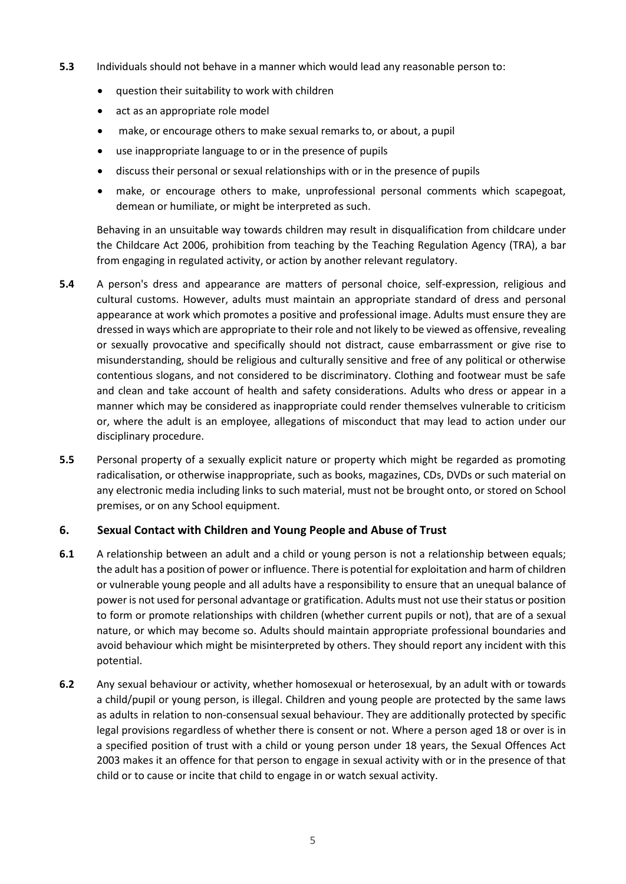**5.3** Individuals should not behave in a manner which would lead any reasonable person to:

- question their suitability to work with children
- act as an appropriate role model
- make, or encourage others to make sexual remarks to, or about, a pupil
- use inappropriate language to or in the presence of pupils
- discuss their personal or sexual relationships with or in the presence of pupils
- make, or encourage others to make, unprofessional personal comments which scapegoat, demean or humiliate, or might be interpreted as such.

Behaving in an unsuitable way towards children may result in disqualification from childcare under the Childcare Act 2006, prohibition from teaching by the Teaching Regulation Agency (TRA), a bar from engaging in regulated activity, or action by another relevant regulatory.

**5.4** A person's dress and appearance are matters of personal choice, self-expression, religious and cultural customs. However, adults must maintain an appropriate standard of dress and personal appearance at work which promotes a positive and professional image. Adults must ensure they are dressed in ways which are appropriate to their role and not likely to be viewed as offensive, revealing or sexually provocative and specifically should not distract, cause embarrassment or give rise to misunderstanding, should be religious and culturally sensitive and free of any political or otherwise contentious slogans, and not considered to be discriminatory. Clothing and footwear must be safe and clean and take account of health and safety considerations. Adults who dress or appear in a manner which may be considered as inappropriate could render themselves vulnerable to criticism or, where the adult is an employee, allegations of misconduct that may lead to action under our disciplinary procedure.

**5.5** Personal property of a sexually explicit nature or property which might be regarded as promoting radicalisation, or otherwise inappropriate, such as books, magazines, CDs, DVDs or such material on any electronic media including links to such material, must not be brought onto, or stored on School premises, or on any School equipment.

## 6. Sexual Contact with Children and Young People and Abuse of Trust

**6.1** A relationship between an adult and a child or young person is not a relationship between equals; the adult has a position of power or influence. There is potential for exploitation and harm of children or vulnerable young people and all adults have a responsibility to ensure that an unequal balance of power is not used for personal advantage or gratification. Adults must not use their status or position to form or promote relationships with children (whether current pupils or not), that are of a sexual nature, or which may become so. Adults should maintain appropriate professional boundaries and avoid behaviour which might be misinterpreted by others. They should report any incident with this potential.

**6.2** Any sexual behaviour or activity, whether homosexual or heterosexual, by an adult with or towards a child/pupil or young person, is illegal. Children and young people are protected by the same laws as adults in relation to non-consensual sexual behaviour. They are additionally protected by specific legal provisions regardless of whether there is consent or not. Where a person aged 18 or over is in a specified position of trust with a child or young person under 18 years, the Sexual Offences Act 2003 makes it an offence for that person to engage in sexual activity with or in the presence of that child or to cause or incite that child to engage in or watch sexual activity.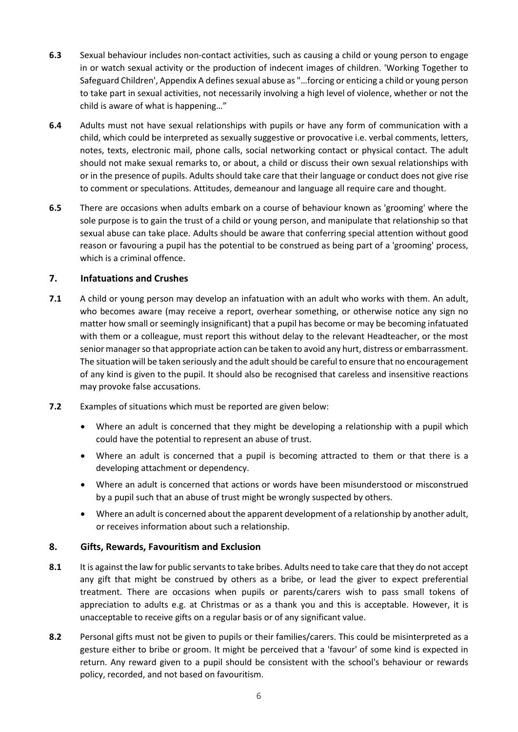**6.3** Sexual behaviour includes non-contact activities, such as causing a child or young person to engage in or watch sexual activity or the production of indecent images of children. 'Working Together to Safeguard Children', Appendix A defines sexual abuse as "…forcing or enticing a child or young person to take part in sexual activities, not necessarily involving a high level of violence, whether or not the child is aware of what is happening…"

**6.4** Adults must not have sexual relationships with pupils or have any form of communication with a child, which could be interpreted as sexually suggestive or provocative i.e. verbal comments, letters, notes, texts, electronic mail, phone calls, social networking contact or physical contact. The adult should not make sexual remarks to, or about, a child or discuss their own sexual relationships with or in the presence of pupils. Adults should take care that their language or conduct does not give rise to comment or speculations. Attitudes, demeanour and language all require care and thought.

**6.5** There are occasions when adults embark on a course of behaviour known as 'grooming' where the sole purpose is to gain the trust of a child or young person, and manipulate that relationship so that sexual abuse can take place. Adults should be aware that conferring special attention without good reason or favouring a pupil has the potential to be construed as being part of a 'grooming' process, which is a criminal offence.

## 7. Infatuations and Crushes

**7.1** A child or young person may develop an infatuation with an adult who works with them. An adult, who becomes aware (may receive a report, overhear something, or otherwise notice any sign no matter how small or seemingly insignificant) that a pupil has become or may be becoming infatuated with them or a colleague, must report this without delay to the relevant Headteacher, or the most senior manager so that appropriate action can be taken to avoid any hurt, distress or embarrassment. The situation will be taken seriously and the adult should be careful to ensure that no encouragement of any kind is given to the pupil. It should also be recognised that careless and insensitive reactions may provoke false accusations.

**7.2** Examples of situations which must be reported are given below:

- Where an adult is concerned that they might be developing a relationship with a pupil which could have the potential to represent an abuse of trust.
- Where an adult is concerned that a pupil is becoming attracted to them or that there is a developing attachment or dependency.
- Where an adult is concerned that actions or words have been misunderstood or misconstrued by a pupil such that an abuse of trust might be wrongly suspected by others.
- Where an adult is concerned about the apparent development of a relationship by another adult, or receives information about such a relationship.

## 8. Gifts, Rewards, Favouritism and Exclusion

**8.1** It is against the law for public servants to take bribes. Adults need to take care that they do not accept any gift that might be construed by others as a bribe, or lead the giver to expect preferential treatment. There are occasions when pupils or parents/carers wish to pass small tokens of appreciation to adults e.g. at Christmas or as a thank you and this is acceptable. However, it is unacceptable to receive gifts on a regular basis or of any significant value.

**8.2** Personal gifts must not be given to pupils or their families/carers. This could be misinterpreted as a gesture either to bribe or groom. It might be perceived that a 'favour' of some kind is expected in return. Any reward given to a pupil should be consistent with the school's behaviour or rewards policy, recorded, and not based on favouritism.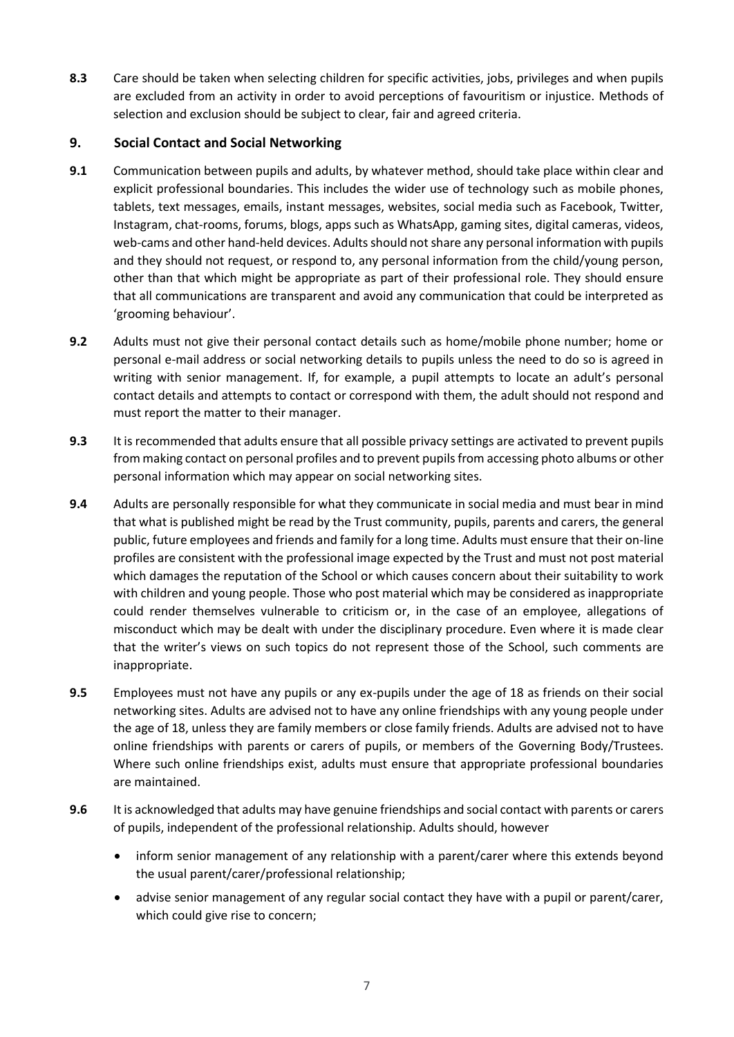**8.3** Care should be taken when selecting children for specific activities, jobs, privileges and when pupils are excluded from an activity in order to avoid perceptions of favouritism or injustice. Methods of selection and exclusion should be subject to clear, fair and agreed criteria.

## 9. Social Contact and Social Networking

**9.1** Communication between pupils and adults, by whatever method, should take place within clear and explicit professional boundaries. This includes the wider use of technology such as mobile phones, tablets, text messages, emails, instant messages, websites, social media such as Facebook, Twitter, Instagram, chat-rooms, forums, blogs, apps such as WhatsApp, gaming sites, digital cameras, videos, web-cams and other hand-held devices. Adults should not share any personal information with pupils and they should not request, or respond to, any personal information from the child/young person, other than that which might be appropriate as part of their professional role. They should ensure that all communications are transparent and avoid any communication that could be interpreted as 'grooming behaviour'.

**9.2** Adults must not give their personal contact details such as home/mobile phone number; home or personal e-mail address or social networking details to pupils unless the need to do so is agreed in writing with senior management. If, for example, a pupil attempts to locate an adult's personal contact details and attempts to contact or correspond with them, the adult should not respond and must report the matter to their manager.

**9.3** It is recommended that adults ensure that all possible privacy settings are activated to prevent pupils from making contact on personal profiles and to prevent pupils from accessing photo albums or other personal information which may appear on social networking sites.

**9.4** Adults are personally responsible for what they communicate in social media and must bear in mind that what is published might be read by the Trust community, pupils, parents and carers, the general public, future employees and friends and family for a long time. Adults must ensure that their on-line profiles are consistent with the professional image expected by the Trust and must not post material which damages the reputation of the School or which causes concern about their suitability to work with children and young people. Those who post material which may be considered as inappropriate could render themselves vulnerable to criticism or, in the case of an employee, allegations of misconduct which may be dealt with under the disciplinary procedure. Even where it is made clear that the writer's views on such topics do not represent those of the School, such comments are inappropriate.

**9.5** Employees must not have any pupils or any ex-pupils under the age of 18 as friends on their social networking sites. Adults are advised not to have any online friendships with any young people under the age of 18, unless they are family members or close family friends. Adults are advised not to have online friendships with parents or carers of pupils, or members of the Governing Body/Trustees. Where such online friendships exist, adults must ensure that appropriate professional boundaries are maintained.

**9.6** It is acknowledged that adults may have genuine friendships and social contact with parents or carers of pupils, independent of the professional relationship. Adults should, however

- inform senior management of any relationship with a parent/carer where this extends beyond the usual parent/carer/professional relationship;
- advise senior management of any regular social contact they have with a pupil or parent/carer, which could give rise to concern;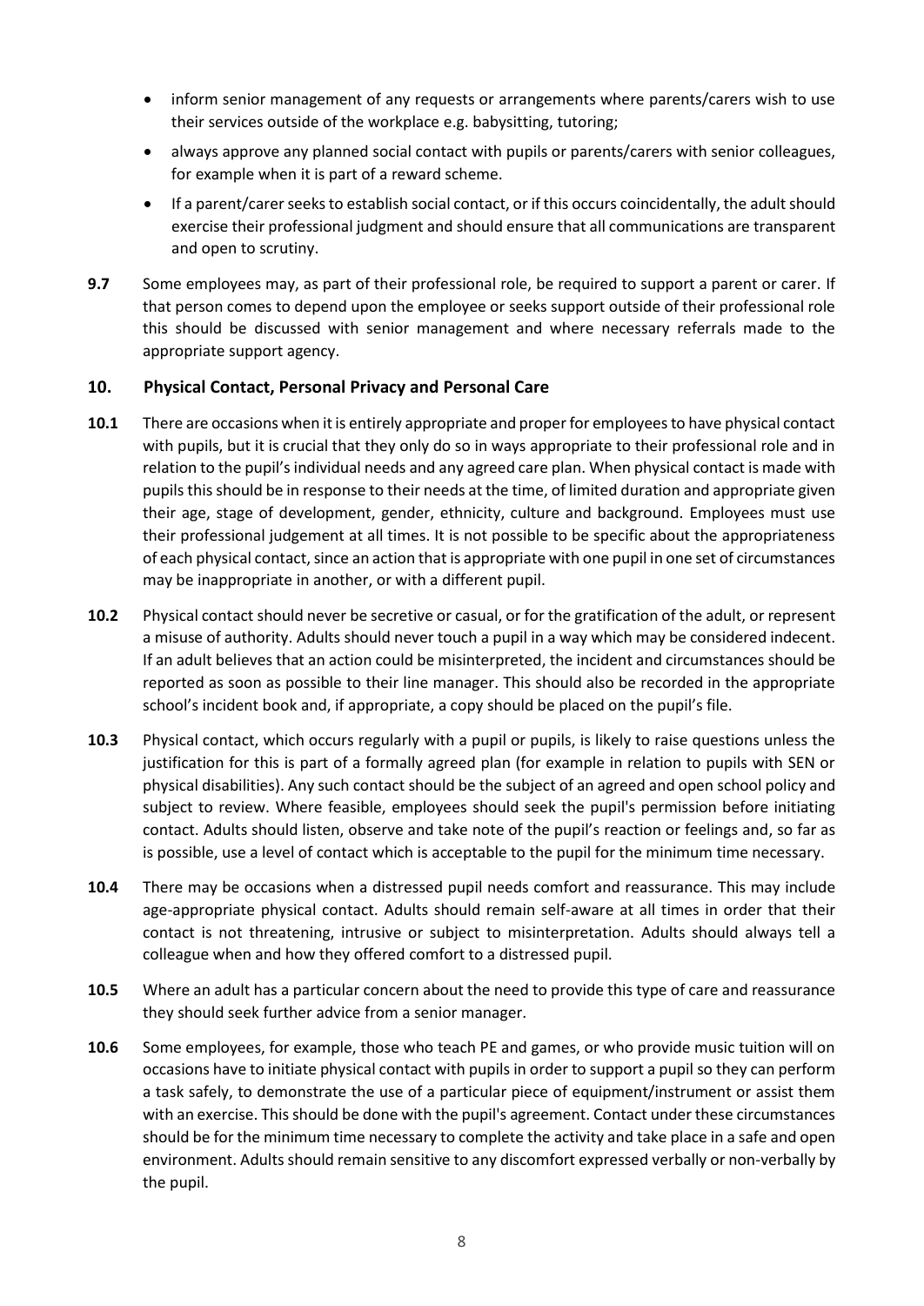- inform senior management of any requests or arrangements where parents/carers wish to use their services outside of the workplace e.g. babysitting, tutoring;
- always approve any planned social contact with pupils or parents/carers with senior colleagues, for example when it is part of a reward scheme.
- If a parent/carer seeks to establish social contact, or if this occurs coincidentally, the adult should exercise their professional judgment and should ensure that all communications are transparent and open to scrutiny.

**9.7** Some employees may, as part of their professional role, be required to support a parent or carer. If that person comes to depend upon the employee or seeks support outside of their professional role this should be discussed with senior management and where necessary referrals made to the appropriate support agency.

## 10. Physical Contact, Personal Privacy and Personal Care

**10.1** There are occasions when it is entirely appropriate and proper for employees to have physical contact with pupils, but it is crucial that they only do so in ways appropriate to their professional role and in relation to the pupil's individual needs and any agreed care plan. When physical contact is made with pupils this should be in response to their needs at the time, of limited duration and appropriate given their age, stage of development, gender, ethnicity, culture and background. Employees must use their professional judgement at all times. It is not possible to be specific about the appropriateness of each physical contact, since an action that is appropriate with one pupil in one set of circumstances may be inappropriate in another, or with a different pupil.

**10.2** Physical contact should never be secretive or casual, or for the gratification of the adult, or represent a misuse of authority. Adults should never touch a pupil in a way which may be considered indecent. If an adult believes that an action could be misinterpreted, the incident and circumstances should be reported as soon as possible to their line manager. This should also be recorded in the appropriate school's incident book and, if appropriate, a copy should be placed on the pupil's file.

**10.3** Physical contact, which occurs regularly with a pupil or pupils, is likely to raise questions unless the justification for this is part of a formally agreed plan (for example in relation to pupils with SEN or physical disabilities). Any such contact should be the subject of an agreed and open school policy and subject to review. Where feasible, employees should seek the pupil's permission before initiating contact. Adults should listen, observe and take note of the pupil's reaction or feelings and, so far as is possible, use a level of contact which is acceptable to the pupil for the minimum time necessary.

**10.4** There may be occasions when a distressed pupil needs comfort and reassurance. This may include age-appropriate physical contact. Adults should remain self-aware at all times in order that their contact is not threatening, intrusive or subject to misinterpretation. Adults should always tell a colleague when and how they offered comfort to a distressed pupil.

**10.5** Where an adult has a particular concern about the need to provide this type of care and reassurance they should seek further advice from a senior manager.

**10.6** Some employees, for example, those who teach PE and games, or who provide music tuition will on occasions have to initiate physical contact with pupils in order to support a pupil so they can perform a task safely, to demonstrate the use of a particular piece of equipment/instrument or assist them with an exercise. This should be done with the pupil's agreement. Contact under these circumstances should be for the minimum time necessary to complete the activity and take place in a safe and open environment. Adults should remain sensitive to any discomfort expressed verbally or non-verbally by the pupil.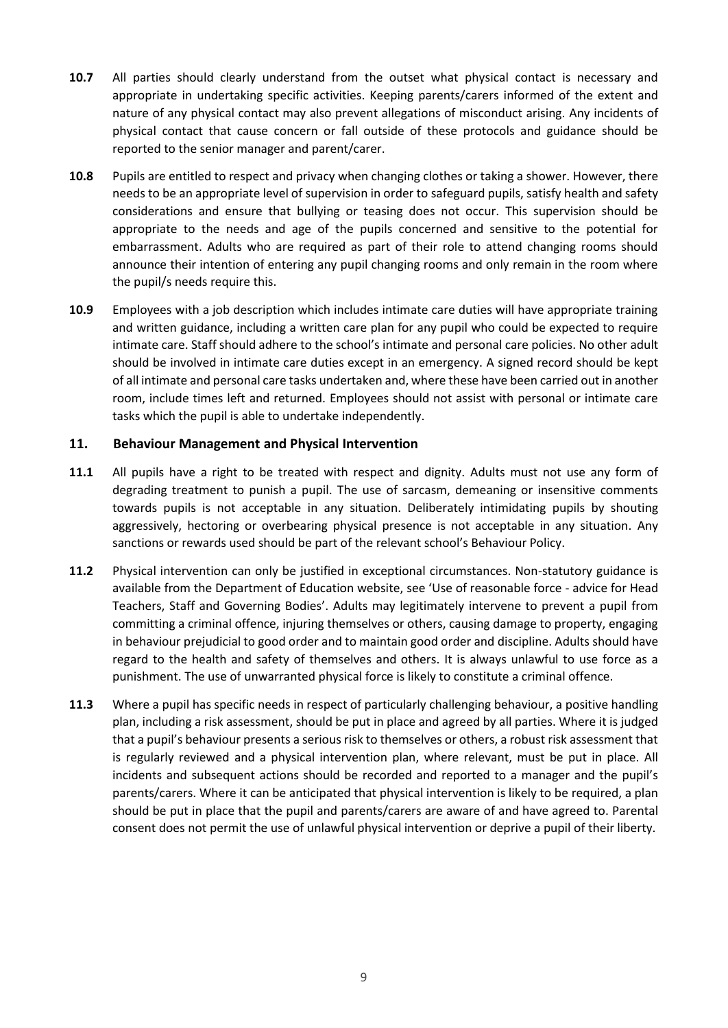**10.7** All parties should clearly understand from the outset what physical contact is necessary and appropriate in undertaking specific activities. Keeping parents/carers informed of the extent and nature of any physical contact may also prevent allegations of misconduct arising. Any incidents of physical contact that cause concern or fall outside of these protocols and guidance should be reported to the senior manager and parent/carer.

**10.8** Pupils are entitled to respect and privacy when changing clothes or taking a shower. However, there needs to be an appropriate level of supervision in order to safeguard pupils, satisfy health and safety considerations and ensure that bullying or teasing does not occur. This supervision should be appropriate to the needs and age of the pupils concerned and sensitive to the potential for embarrassment. Adults who are required as part of their role to attend changing rooms should announce their intention of entering any pupil changing rooms and only remain in the room where the pupil/s needs require this.

**10.9** Employees with a job description which includes intimate care duties will have appropriate training and written guidance, including a written care plan for any pupil who could be expected to require intimate care. Staff should adhere to the school's intimate and personal care policies. No other adult should be involved in intimate care duties except in an emergency. A signed record should be kept of all intimate and personal care tasks undertaken and, where these have been carried out in another room, include times left and returned. Employees should not assist with personal or intimate care tasks which the pupil is able to undertake independently.

## 11. Behaviour Management and Physical Intervention

**11.1** All pupils have a right to be treated with respect and dignity. Adults must not use any form of degrading treatment to punish a pupil. The use of sarcasm, demeaning or insensitive comments towards pupils is not acceptable in any situation. Deliberately intimidating pupils by shouting aggressively, hectoring or overbearing physical presence is not acceptable in any situation. Any sanctions or rewards used should be part of the relevant school's Behaviour Policy.

**11.2** Physical intervention can only be justified in exceptional circumstances. Non-statutory guidance is available from the Department of Education website, see 'Use of reasonable force - advice for Head Teachers, Staff and Governing Bodies'. Adults may legitimately intervene to prevent a pupil from committing a criminal offence, injuring themselves or others, causing damage to property, engaging in behaviour prejudicial to good order and to maintain good order and discipline. Adults should have regard to the health and safety of themselves and others. It is always unlawful to use force as a punishment. The use of unwarranted physical force is likely to constitute a criminal offence.

**11.3** Where a pupil has specific needs in respect of particularly challenging behaviour, a positive handling plan, including a risk assessment, should be put in place and agreed by all parties. Where it is judged that a pupil's behaviour presents a serious risk to themselves or others, a robust risk assessment that is regularly reviewed and a physical intervention plan, where relevant, must be put in place. All incidents and subsequent actions should be recorded and reported to a manager and the pupil's parents/carers. Where it can be anticipated that physical intervention is likely to be required, a plan should be put in place that the pupil and parents/carers are aware of and have agreed to. Parental consent does not permit the use of unlawful physical intervention or deprive a pupil of their liberty.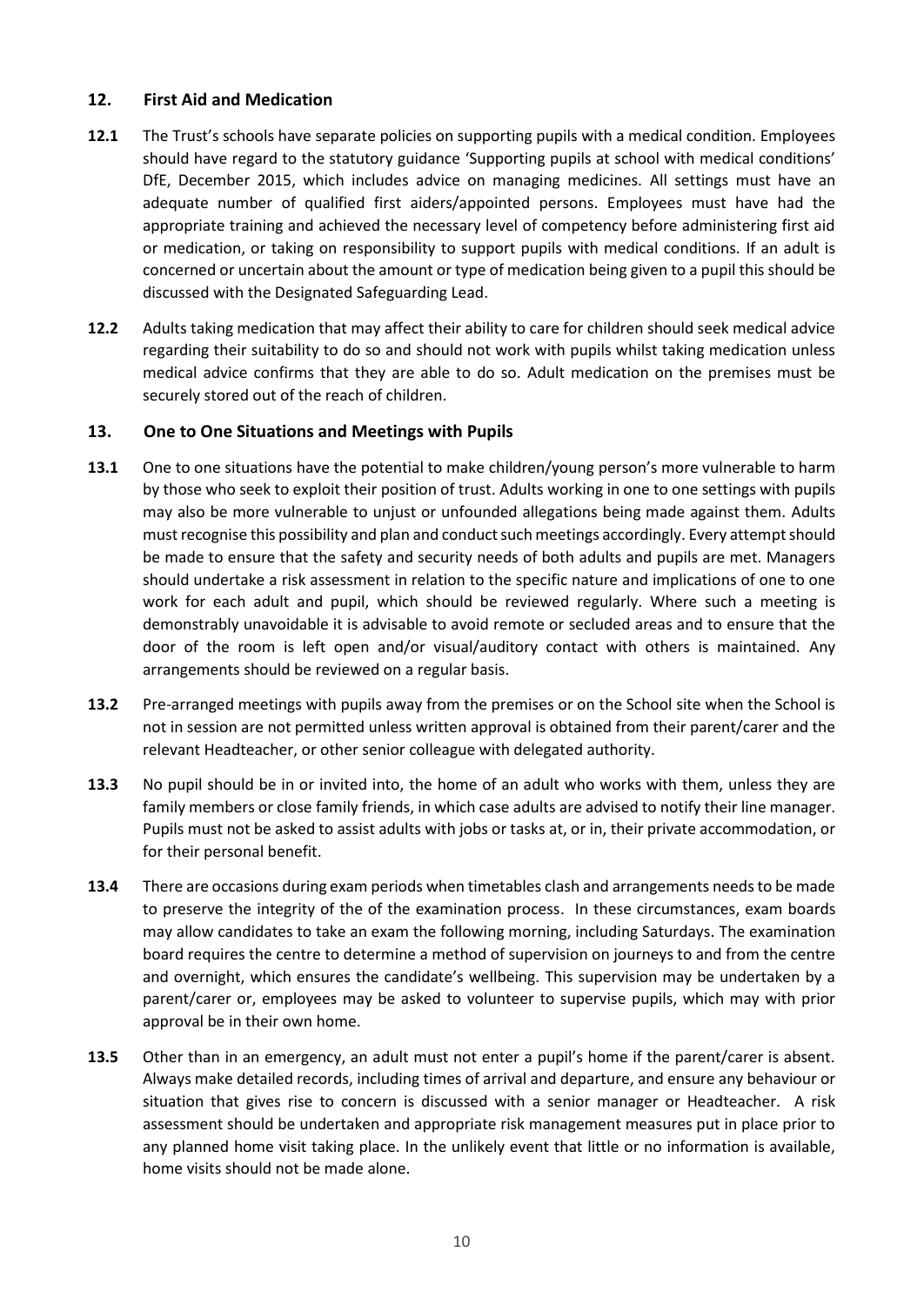## 12. First Aid and Medication

**12.1** The Trust's schools have separate policies on supporting pupils with a medical condition. Employees should have regard to the statutory guidance 'Supporting pupils at school with medical conditions' DfE, December 2015, which includes advice on managing medicines. All settings must have an adequate number of qualified first aiders/appointed persons. Employees must have had the appropriate training and achieved the necessary level of competency before administering first aid or medication, or taking on responsibility to support pupils with medical conditions. If an adult is concerned or uncertain about the amount or type of medication being given to a pupil this should be discussed with the Designated Safeguarding Lead.

**12.2** Adults taking medication that may affect their ability to care for children should seek medical advice regarding their suitability to do so and should not work with pupils whilst taking medication unless medical advice confirms that they are able to do so. Adult medication on the premises must be securely stored out of the reach of children.

## 13. One to One Situations and Meetings with Pupils

**13.1** One to one situations have the potential to make children/young person's more vulnerable to harm by those who seek to exploit their position of trust. Adults working in one to one settings with pupils may also be more vulnerable to unjust or unfounded allegations being made against them. Adults must recognise this possibility and plan and conduct such meetings accordingly. Every attempt should be made to ensure that the safety and security needs of both adults and pupils are met. Managers should undertake a risk assessment in relation to the specific nature and implications of one to one work for each adult and pupil, which should be reviewed regularly. Where such a meeting is demonstrably unavoidable it is advisable to avoid remote or secluded areas and to ensure that the door of the room is left open and/or visual/auditory contact with others is maintained. Any arrangements should be reviewed on a regular basis.

**13.2** Pre-arranged meetings with pupils away from the premises or on the School site when the School is not in session are not permitted unless written approval is obtained from their parent/carer and the relevant Headteacher, or other senior colleague with delegated authority.

**13.3** No pupil should be in or invited into, the home of an adult who works with them, unless they are family members or close family friends, in which case adults are advised to notify their line manager. Pupils must not be asked to assist adults with jobs or tasks at, or in, their private accommodation, or for their personal benefit.

**13.4** There are occasions during exam periods when timetables clash and arrangements needs to be made to preserve the integrity of the of the examination process. In these circumstances, exam boards may allow candidates to take an exam the following morning, including Saturdays. The examination board requires the centre to determine a method of supervision on journeys to and from the centre and overnight, which ensures the candidate's wellbeing. This supervision may be undertaken by a parent/carer or, employees may be asked to volunteer to supervise pupils, which may with prior approval be in their own home.

**13.5** Other than in an emergency, an adult must not enter a pupil's home if the parent/carer is absent. Always make detailed records, including times of arrival and departure, and ensure any behaviour or situation that gives rise to concern is discussed with a senior manager or Headteacher. A risk assessment should be undertaken and appropriate risk management measures put in place prior to any planned home visit taking place. In the unlikely event that little or no information is available, home visits should not be made alone.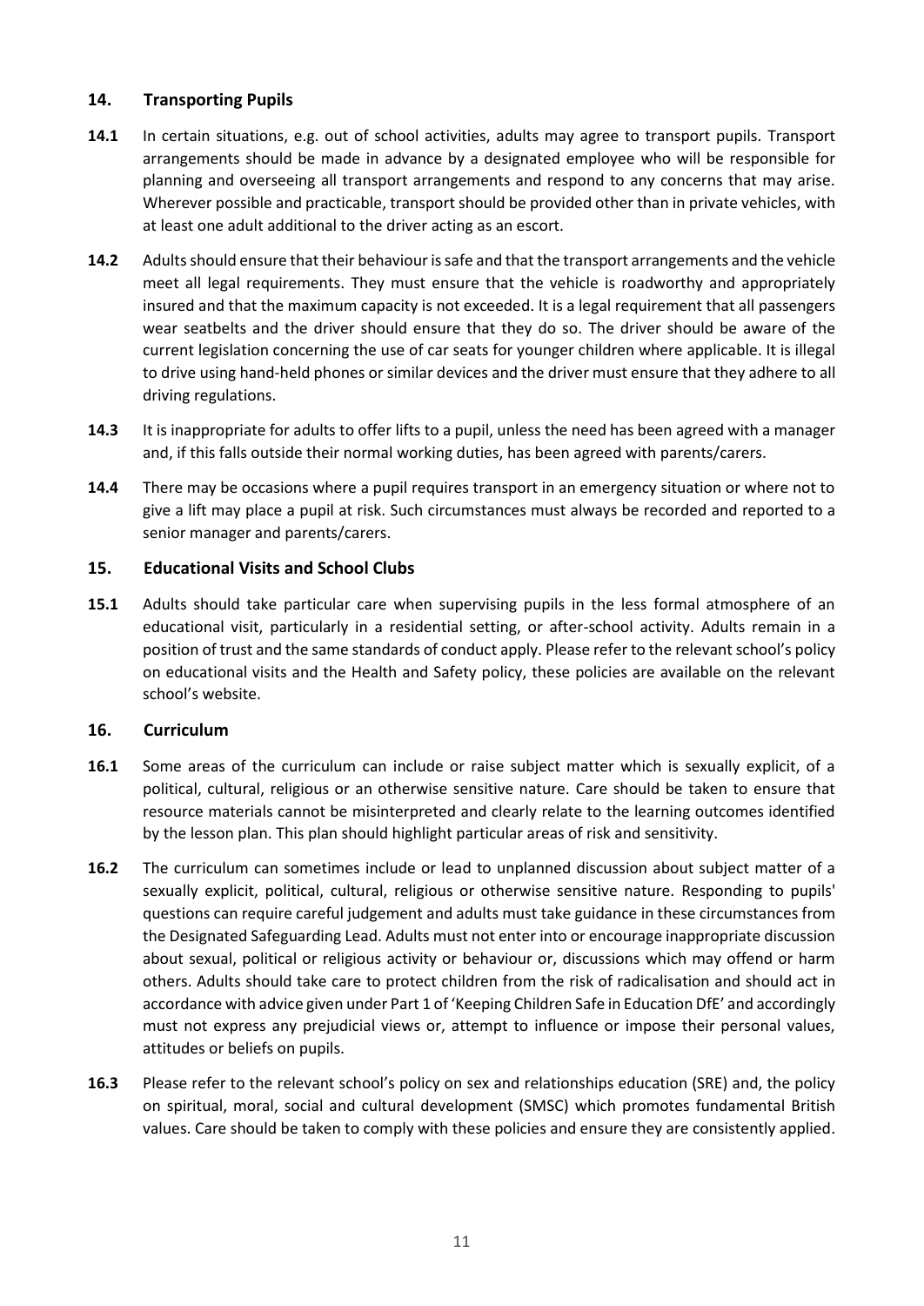## 14. Transporting Pupils

**14.1** In certain situations, e.g. out of school activities, adults may agree to transport pupils. Transport arrangements should be made in advance by a designated employee who will be responsible for planning and overseeing all transport arrangements and respond to any concerns that may arise. Wherever possible and practicable, transport should be provided other than in private vehicles, with at least one adult additional to the driver acting as an escort.

**14.2** Adults should ensure that their behaviour is safe and that the transport arrangements and the vehicle meet all legal requirements. They must ensure that the vehicle is roadworthy and appropriately insured and that the maximum capacity is not exceeded. It is a legal requirement that all passengers wear seatbelts and the driver should ensure that they do so. The driver should be aware of the current legislation concerning the use of car seats for younger children where applicable. It is illegal to drive using hand-held phones or similar devices and the driver must ensure that they adhere to all driving regulations.

**14.3** It is inappropriate for adults to offer lifts to a pupil, unless the need has been agreed with a manager and, if this falls outside their normal working duties, has been agreed with parents/carers.

**14.4** There may be occasions where a pupil requires transport in an emergency situation or where not to give a lift may place a pupil at risk. Such circumstances must always be recorded and reported to a senior manager and parents/carers.

## 15. Educational Visits and School Clubs

**15.1** Adults should take particular care when supervising pupils in the less formal atmosphere of an educational visit, particularly in a residential setting, or after-school activity. Adults remain in a position of trust and the same standards of conduct apply. Please refer to the relevant school's policy on educational visits and the Health and Safety policy, these policies are available on the relevant school's website.

## 16. Curriculum

**16.1** Some areas of the curriculum can include or raise subject matter which is sexually explicit, of a political, cultural, religious or an otherwise sensitive nature. Care should be taken to ensure that resource materials cannot be misinterpreted and clearly relate to the learning outcomes identified by the lesson plan. This plan should highlight particular areas of risk and sensitivity.

**16.2** The curriculum can sometimes include or lead to unplanned discussion about subject matter of a sexually explicit, political, cultural, religious or otherwise sensitive nature. Responding to pupils' questions can require careful judgement and adults must take guidance in these circumstances from the Designated Safeguarding Lead. Adults must not enter into or encourage inappropriate discussion about sexual, political or religious activity or behaviour or, discussions which may offend or harm others. Adults should take care to protect children from the risk of radicalisation and should act in accordance with advice given under Part 1 of 'Keeping Children Safe in Education DfE' and accordingly must not express any prejudicial views or, attempt to influence or impose their personal values, attitudes or beliefs on pupils.

**16.3** Please refer to the relevant school's policy on sex and relationships education (SRE) and, the policy on spiritual, moral, social and cultural development (SMSC) which promotes fundamental British values. Care should be taken to comply with these policies and ensure they are consistently applied.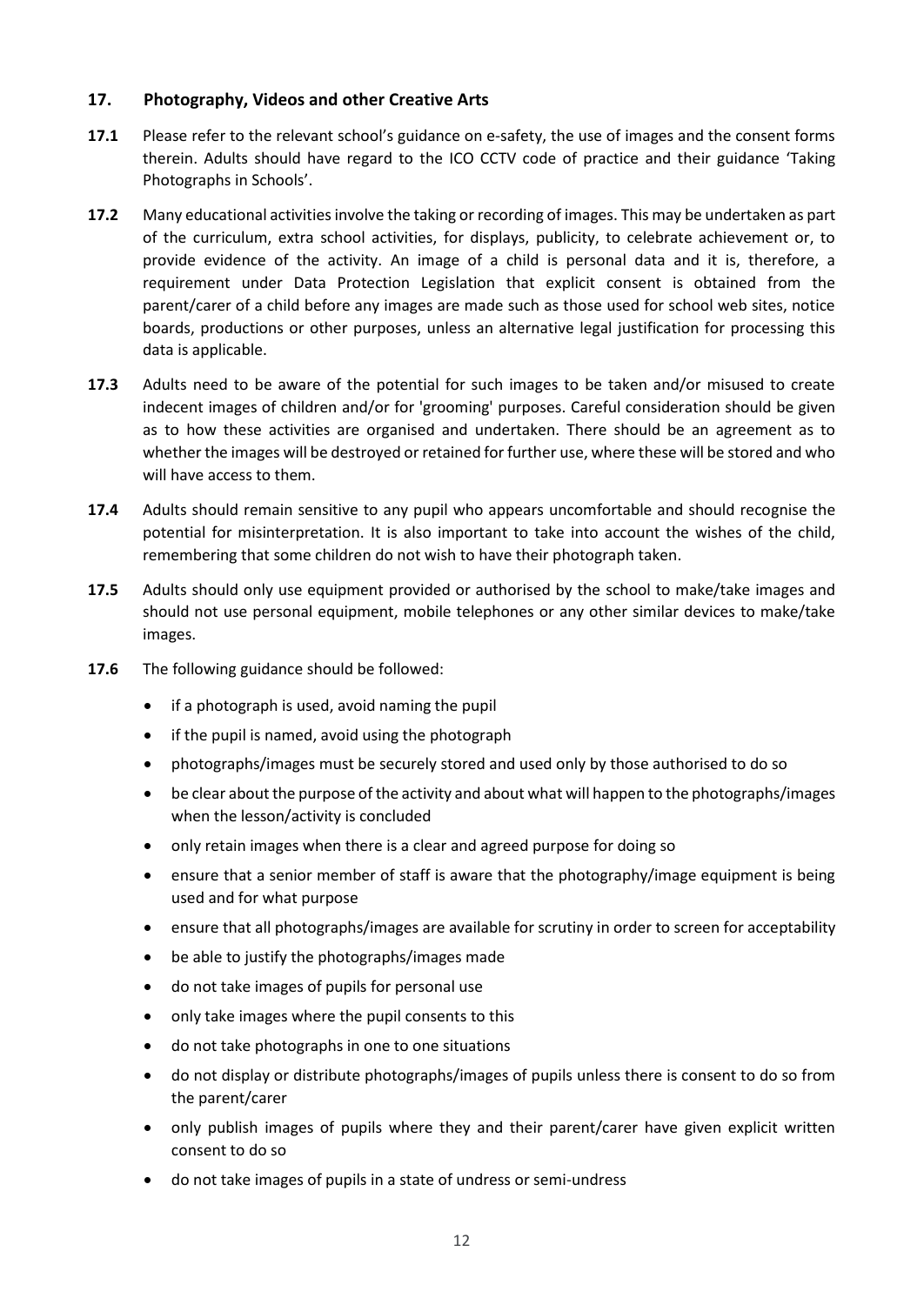## 17. Photography, Videos and other Creative Arts

**17.1** Please refer to the relevant school's guidance on e-safety, the use of images and the consent forms therein. Adults should have regard to the ICO CCTV code of practice and their guidance 'Taking Photographs in Schools'.

**17.2** Many educational activities involve the taking or recording of images. This may be undertaken as part of the curriculum, extra school activities, for displays, publicity, to celebrate achievement or, to provide evidence of the activity. An image of a child is personal data and it is, therefore, a requirement under Data Protection Legislation that explicit consent is obtained from the parent/carer of a child before any images are made such as those used for school web sites, notice boards, productions or other purposes, unless an alternative legal justification for processing this data is applicable.

**17.3** Adults need to be aware of the potential for such images to be taken and/or misused to create indecent images of children and/or for 'grooming' purposes. Careful consideration should be given as to how these activities are organised and undertaken. There should be an agreement as to whether the images will be destroyed or retained for further use, where these will be stored and who will have access to them.

**17.4** Adults should remain sensitive to any pupil who appears uncomfortable and should recognise the potential for misinterpretation. It is also important to take into account the wishes of the child, remembering that some children do not wish to have their photograph taken.

**17.5** Adults should only use equipment provided or authorised by the school to make/take images and should not use personal equipment, mobile telephones or any other similar devices to make/take images.

**17.6** The following guidance should be followed:

- if a photograph is used, avoid naming the pupil
- if the pupil is named, avoid using the photograph
- photographs/images must be securely stored and used only by those authorised to do so
- be clear about the purpose of the activity and about what will happen to the photographs/images when the lesson/activity is concluded
- only retain images when there is a clear and agreed purpose for doing so
- ensure that a senior member of staff is aware that the photography/image equipment is being used and for what purpose
- ensure that all photographs/images are available for scrutiny in order to screen for acceptability
- be able to justify the photographs/images made
- do not take images of pupils for personal use
- only take images where the pupil consents to this
- do not take photographs in one to one situations
- do not display or distribute photographs/images of pupils unless there is consent to do so from the parent/carer
- only publish images of pupils where they and their parent/carer have given explicit written consent to do so
- do not take images of pupils in a state of undress or semi-undress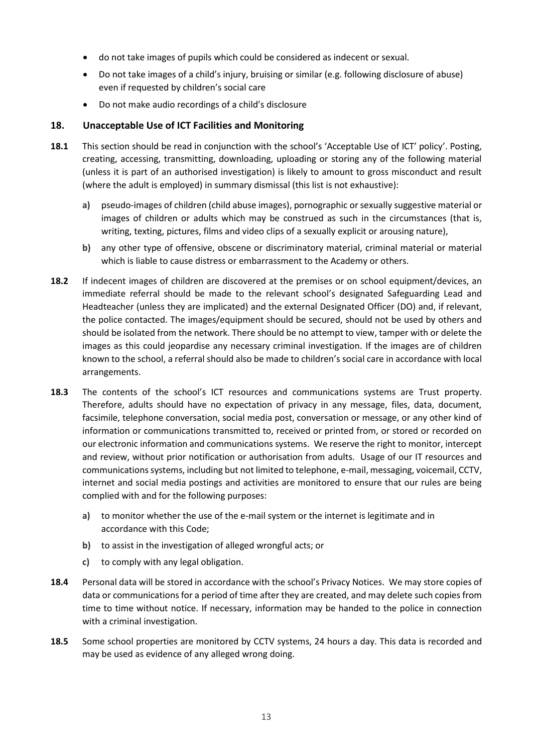- do not take images of pupils which could be considered as indecent or sexual.
- Do not take images of a child's injury, bruising or similar (e.g. following disclosure of abuse) even if requested by children's social care
- Do not make audio recordings of a child's disclosure

## 18. Unacceptable Use of ICT Facilities and Monitoring

**18.1** This section should be read in conjunction with the school's 'Acceptable Use of ICT' policy'. Posting, creating, accessing, transmitting, downloading, uploading or storing any of the following material (unless it is part of an authorised investigation) is likely to amount to gross misconduct and result (where the adult is employed) in summary dismissal (this list is not exhaustive):

- **a)** pseudo-images of children (child abuse images), pornographic or sexually suggestive material or images of children or adults which may be construed as such in the circumstances (that is, writing, texting, pictures, films and video clips of a sexually explicit or arousing nature),
- **b)** any other type of offensive, obscene or discriminatory material, criminal material or material which is liable to cause distress or embarrassment to the Academy or others.

**18.2** If indecent images of children are discovered at the premises or on school equipment/devices, an immediate referral should be made to the relevant school's designated Safeguarding Lead and Headteacher (unless they are implicated) and the external Designated Officer (DO) and, if relevant, the police contacted. The images/equipment should be secured, should not be used by others and should be isolated from the network. There should be no attempt to view, tamper with or delete the images as this could jeopardise any necessary criminal investigation. If the images are of children known to the school, a referral should also be made to children's social care in accordance with local arrangements.

**18.3** The contents of the school's ICT resources and communications systems are Trust property. Therefore, adults should have no expectation of privacy in any message, files, data, document, facsimile, telephone conversation, social media post, conversation or message, or any other kind of information or communications transmitted to, received or printed from, or stored or recorded on our electronic information and communications systems. We reserve the right to monitor, intercept and review, without prior notification or authorisation from adults. Usage of our IT resources and communications systems, including but not limited to telephone, e-mail, messaging, voicemail, CCTV, internet and social media postings and activities are monitored to ensure that our rules are being complied with and for the following purposes:

- **a)** to monitor whether the use of the e-mail system or the internet is legitimate and in accordance with this Code;
- **b)** to assist in the investigation of alleged wrongful acts; or
- **c)** to comply with any legal obligation.

**18.4** Personal data will be stored in accordance with the school's Privacy Notices. We may store copies of data or communications for a period of time after they are created, and may delete such copies from time to time without notice. If necessary, information may be handed to the police in connection with a criminal investigation.

**18.5** Some school properties are monitored by CCTV systems, 24 hours a day. This data is recorded and may be used as evidence of any alleged wrong doing.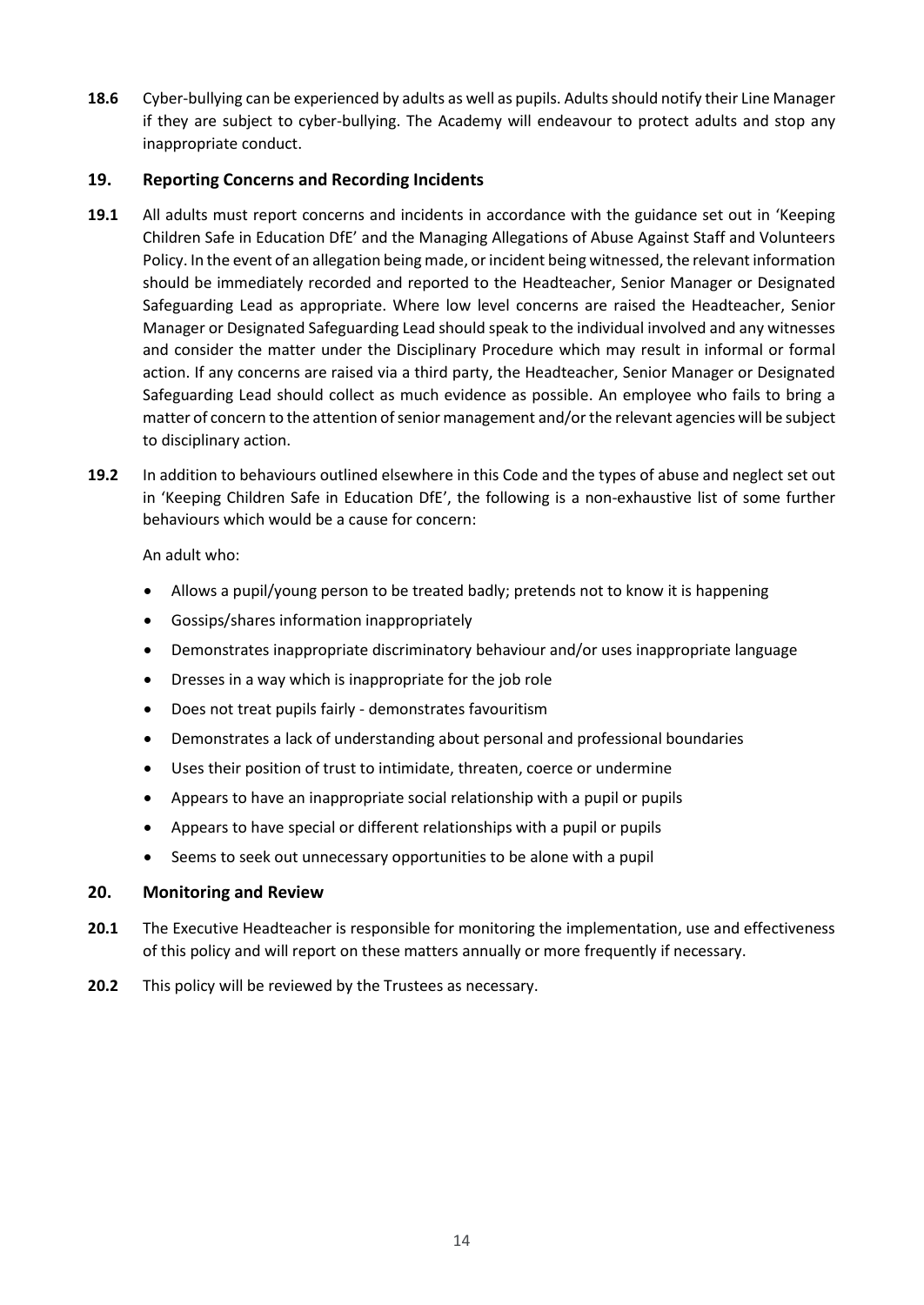**18.6** Cyber-bullying can be experienced by adults as well as pupils. Adults should notify their Line Manager if they are subject to cyber-bullying. The Academy will endeavour to protect adults and stop any inappropriate conduct.

## 19. Reporting Concerns and Recording Incidents

**19.1** All adults must report concerns and incidents in accordance with the guidance set out in 'Keeping Children Safe in Education DfE' and the Managing Allegations of Abuse Against Staff and Volunteers Policy. In the event of an allegation being made, or incident being witnessed, the relevant information should be immediately recorded and reported to the Headteacher, Senior Manager or Designated Safeguarding Lead as appropriate. Where low level concerns are raised the Headteacher, Senior Manager or Designated Safeguarding Lead should speak to the individual involved and any witnesses and consider the matter under the Disciplinary Procedure which may result in informal or formal action. If any concerns are raised via a third party, the Headteacher, Senior Manager or Designated Safeguarding Lead should collect as much evidence as possible. An employee who fails to bring a matter of concern to the attention of senior management and/or the relevant agencies will be subject to disciplinary action.

**19.2** In addition to behaviours outlined elsewhere in this Code and the types of abuse and neglect set out in 'Keeping Children Safe in Education DfE', the following is a non-exhaustive list of some further behaviours which would be a cause for concern:

An adult who:

- Allows a pupil/young person to be treated badly; pretends not to know it is happening
- Gossips/shares information inappropriately
- Demonstrates inappropriate discriminatory behaviour and/or uses inappropriate language
- Dresses in a way which is inappropriate for the job role
- Does not treat pupils fairly - demonstrates favouritism
- Demonstrates a lack of understanding about personal and professional boundaries
- Uses their position of trust to intimidate, threaten, coerce or undermine
- Appears to have an inappropriate social relationship with a pupil or pupils
- Appears to have special or different relationships with a pupil or pupils
- Seems to seek out unnecessary opportunities to be alone with a pupil

## 20. Monitoring and Review

**20.1** The Executive Headteacher is responsible for monitoring the implementation, use and effectiveness of this policy and will report on these matters annually or more frequently if necessary.

**20.2** This policy will be reviewed by the Trustees as necessary.